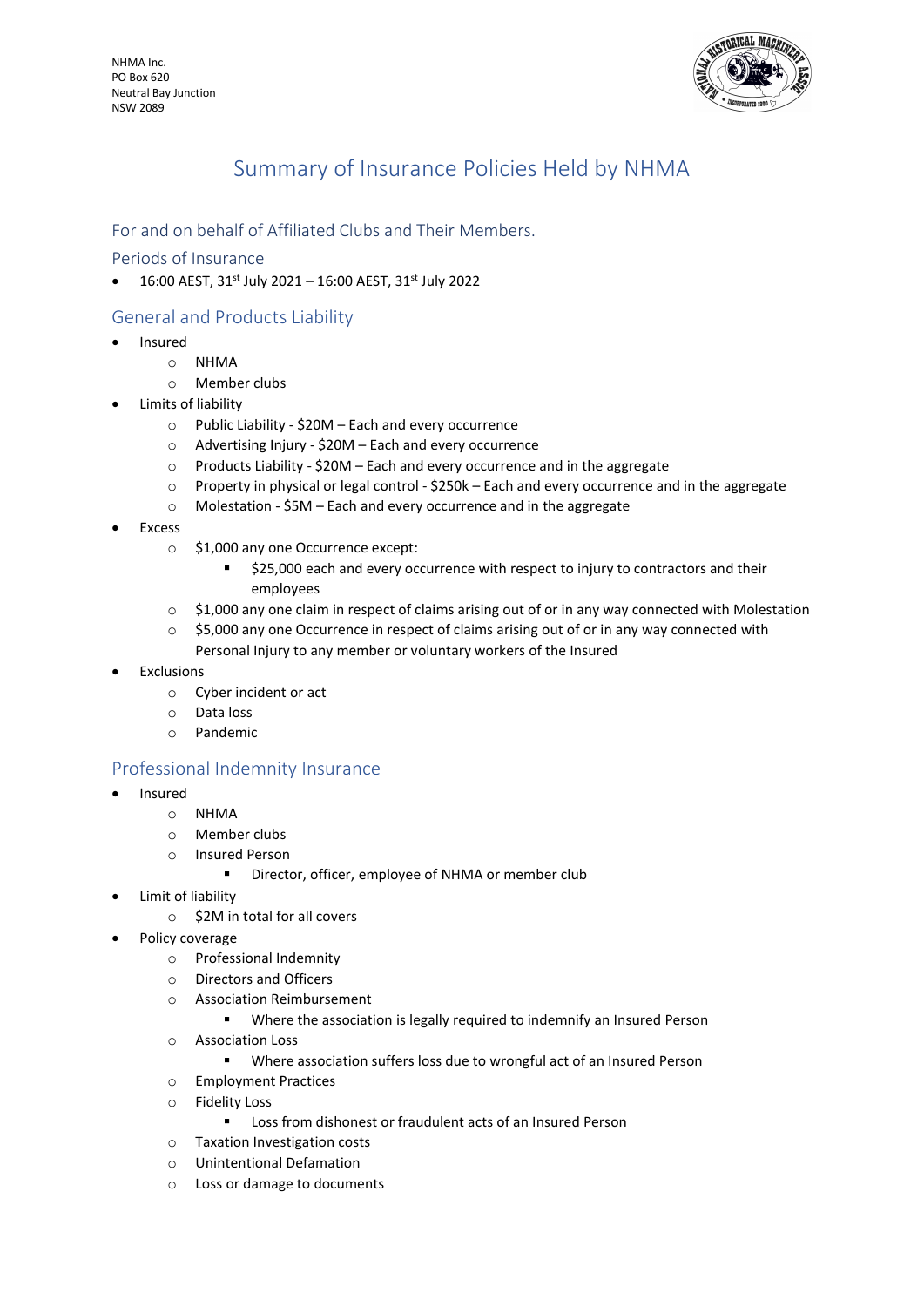NHMA Inc.
PO Box 620
Neutral Bay Junction
NSW 2089

# Summary of Insurance Policies Held by NHMA

## For and on behalf of Affiliated Clubs and Their Members.

### Periods of Insurance

- 16:00 AEST, 31st July 2021 – 16:00 AEST, 31st July 2022

## General and Products Liability

- Insured
  - NHMA
  - Member clubs
- Limits of liability
  - Public Liability - $20M – Each and every occurrence
  - Advertising Injury - $20M – Each and every occurrence
  - Products Liability - $20M – Each and every occurrence and in the aggregate
  - Property in physical or legal control - $250k – Each and every occurrence and in the aggregate
  - Molestation - $5M – Each and every occurrence and in the aggregate
- Excess
  - $1,000 any one Occurrence except:
    - $25,000 each and every occurrence with respect to injury to contractors and their employees
  - $1,000 any one claim in respect of claims arising out of or in any way connected with Molestation
  - $5,000 any one Occurrence in respect of claims arising out of or in any way connected with Personal Injury to any member or voluntary workers of the Insured
- Exclusions
  - Cyber incident or act
  - Data loss
  - Pandemic

## Professional Indemnity Insurance

- Insured
  - NHMA
  - Member clubs
  - Insured Person
    - Director, officer, employee of NHMA or member club
- Limit of liability
  - $2M in total for all covers
- Policy coverage
  - Professional Indemnity
  - Directors and Officers
  - Association Reimbursement
    - Where the association is legally required to indemnify an Insured Person
  - Association Loss
    - Where association suffers loss due to wrongful act of an Insured Person
  - Employment Practices
  - Fidelity Loss
    - Loss from dishonest or fraudulent acts of an Insured Person
  - Taxation Investigation costs
  - Unintentional Defamation
  - Loss or damage to documents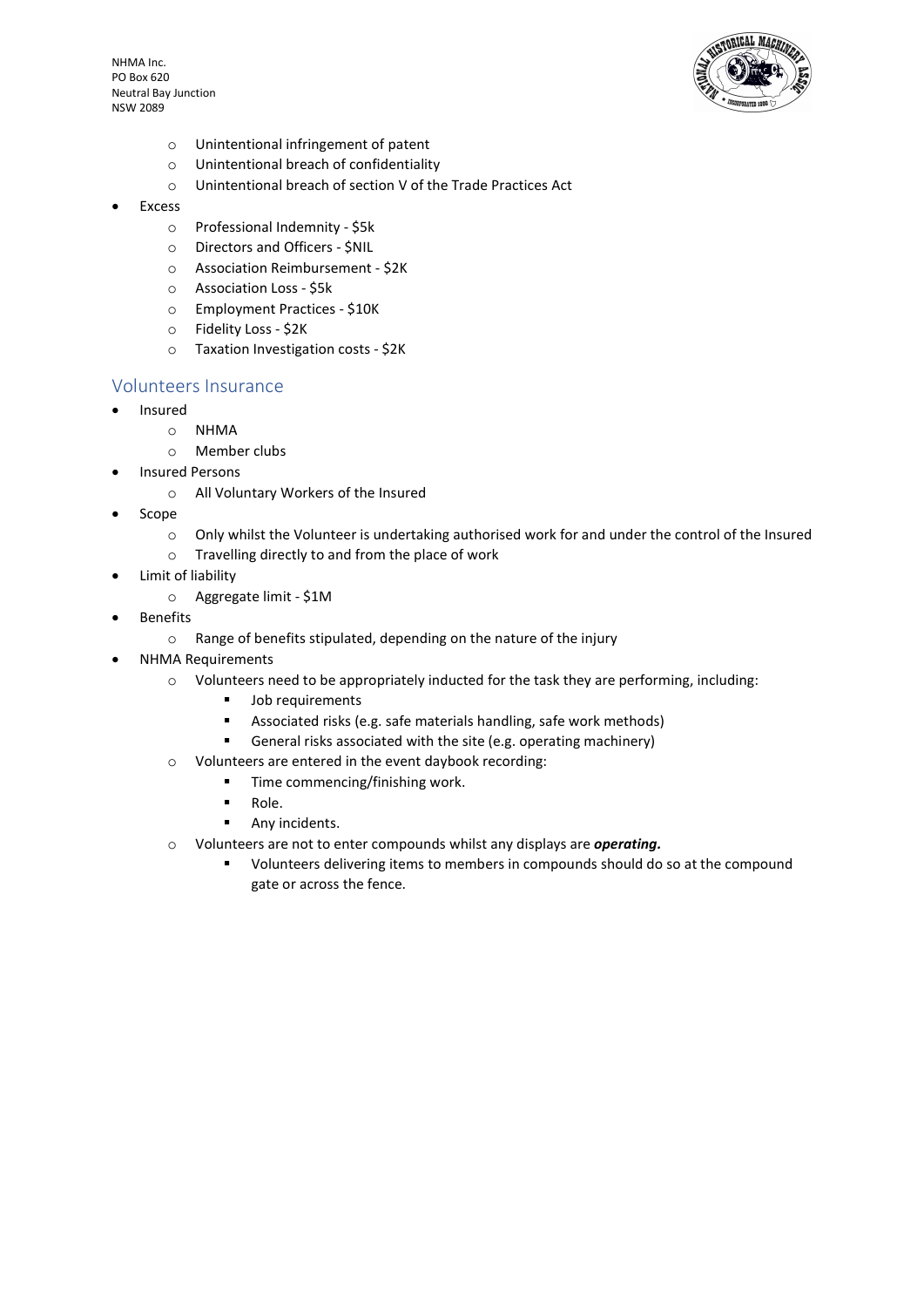- Unintentional infringement of patent
  - Unintentional breach of confidentiality
  - Unintentional breach of section V of the Trade Practices Act
- Excess
  - Professional Indemnity - $5k
  - Directors and Officers - $NIL
  - Association Reimbursement - $2K
  - Association Loss - $5k
  - Employment Practices - $10K
  - Fidelity Loss - $2K
  - Taxation Investigation costs - $2K

## Volunteers Insurance

- Insured
  - NHMA
  - Member clubs
- Insured Persons
  - All Voluntary Workers of the Insured
- Scope
  - Only whilst the Volunteer is undertaking authorised work for and under the control of the Insured
  - Travelling directly to and from the place of work
- Limit of liability
  - Aggregate limit - $1M
- Benefits
  - Range of benefits stipulated, depending on the nature of the injury
- NHMA Requirements
  - Volunteers need to be appropriately inducted for the task they are performing, including:
    - Job requirements
    - Associated risks (e.g. safe materials handling, safe work methods)
    - General risks associated with the site (e.g. operating machinery)
  - Volunteers are entered in the event daybook recording:
    - Time commencing/finishing work.
    - Role.
    - Any incidents.
  - Volunteers are not to enter compounds whilst any displays are ***operating.***
    - Volunteers delivering items to members in compounds should do so at the compound gate or across the fence.